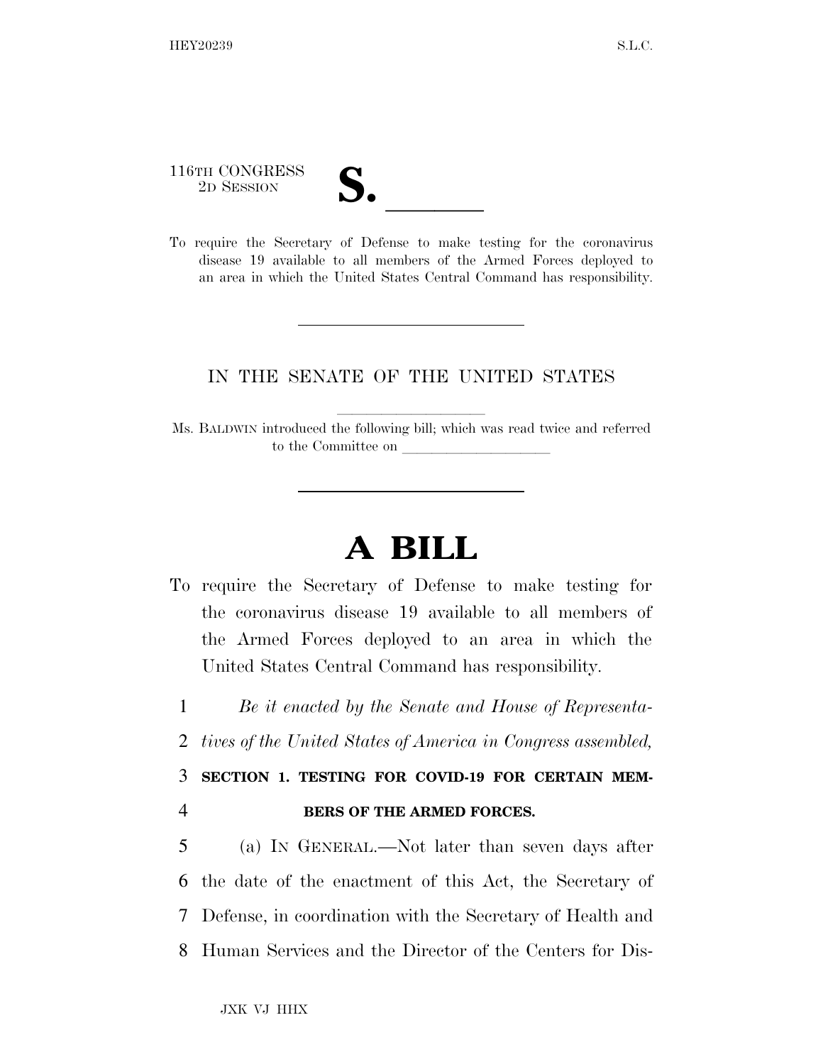116TH CONGRESS
2D SESSION

**S.** ______

To require the Secretary of Defense to make testing for the coronavirus disease 19 available to all members of the Armed Forces deployed to an area in which the United States Central Command has responsibility.

---

IN THE SENATE OF THE UNITED STATES

Ms. BALDWIN introduced the following bill; which was read twice and referred to the Committee on ______________

---

# A BILL

To require the Secretary of Defense to make testing for the coronavirus disease 19 available to all members of the Armed Forces deployed to an area in which the United States Central Command has responsibility.

1 *Be it enacted by the Senate and House of Representa-*
2 *tives of the United States of America in Congress assembled,*

3 **SECTION 1. TESTING FOR COVID-19 FOR CERTAIN MEM-**
4 **BERS OF THE ARMED FORCES.**

5 (a) IN GENERAL.—Not later than seven days after
6 the date of the enactment of this Act, the Secretary of
7 Defense, in coordination with the Secretary of Health and
8 Human Services and the Director of the Centers for Dis-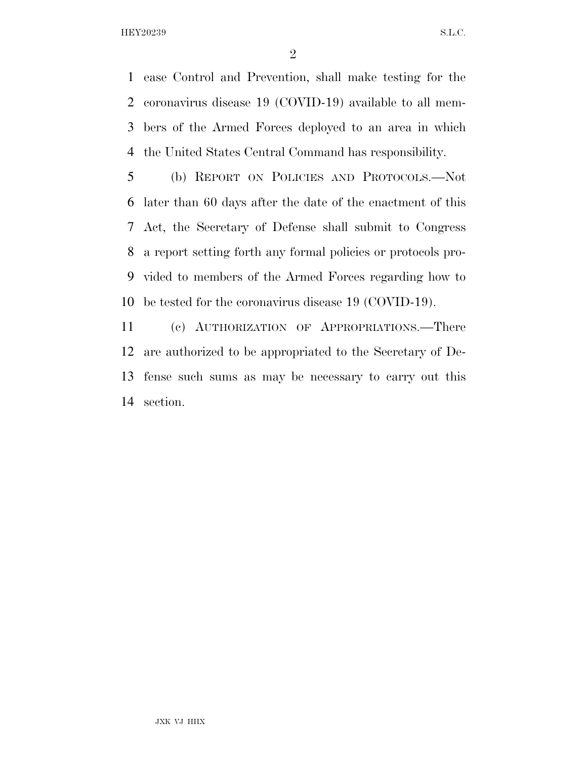ease Control and Prevention, shall make testing for the coronavirus disease 19 (COVID-19) available to all members of the Armed Forces deployed to an area in which the United States Central Command has responsibility.

(b) REPORT ON POLICIES AND PROTOCOLS.—Not later than 60 days after the date of the enactment of this Act, the Secretary of Defense shall submit to Congress a report setting forth any formal policies or protocols provided to members of the Armed Forces regarding how to be tested for the coronavirus disease 19 (COVID-19).

(c) AUTHORIZATION OF APPROPRIATIONS.—There are authorized to be appropriated to the Secretary of Defense such sums as may be necessary to carry out this section.